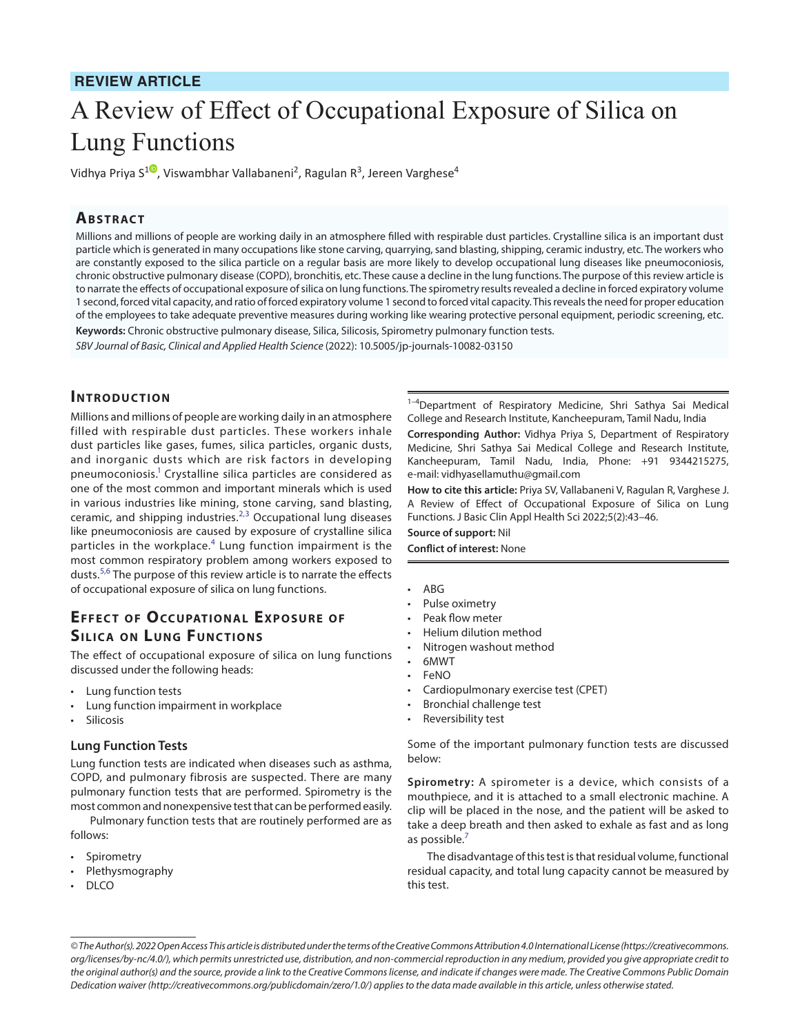**REVIEW ARTICLE**

# A Review of Effect of Occupational Exposure of Silica on Lung Functions

Vidhya Priya S[1], Viswambhar Vallabaneni[2], Ragulan R[3], Jereen Varghese[4]

## Abstract

Millions and millions of people are working daily in an atmosphere filled with respirable dust particles. Crystalline silica is an important dust particle which is generated in many occupations like stone carving, quarrying, sand blasting, shipping, ceramic industry, etc. The workers who are constantly exposed to the silica particle on a regular basis are more likely to develop occupational lung diseases like pneumoconiosis, chronic obstructive pulmonary disease (COPD), bronchitis, etc. These cause a decline in the lung functions. The purpose of this review article is to narrate the effects of occupational exposure of silica on lung functions. The spirometry results revealed a decline in forced expiratory volume 1 second, forced vital capacity, and ratio of forced expiratory volume 1 second to forced vital capacity. This reveals the need for proper education of the employees to take adequate preventive measures during working like wearing protective personal equipment, periodic screening, etc.

**Keywords:** Chronic obstructive pulmonary disease, Silica, Silicosis, Spirometry pulmonary function tests.

*SBV Journal of Basic, Clinical and Applied Health Science* (2022): 10.5005/jp-journals-10082-03150

[1–4]Department of Respiratory Medicine, Shri Sathya Sai Medical College and Research Institute, Kancheepuram, Tamil Nadu, India

**Corresponding Author:** Vidhya Priya S, Department of Respiratory Medicine, Shri Sathya Sai Medical College and Research Institute, Kancheepuram, Tamil Nadu, India, Phone: +91 9344215275, e-mail: vidhyasellamuthu@gmail.com

**How to cite this article:** Priya SV, Vallabaneni V, Ragulan R, Varghese J. A Review of Effect of Occupational Exposure of Silica on Lung Functions. J Basic Clin Appl Health Sci 2022;5(2):43–46.

**Source of support:** Nil

**Conflict of interest:** None

## Introduction

Millions and millions of people are working daily in an atmosphere filled with respirable dust particles. These workers inhale dust particles like gases, fumes, silica particles, organic dusts, and inorganic dusts which are risk factors in developing pneumoconiosis.[1] Crystalline silica particles are considered as one of the most common and important minerals which is used in various industries like mining, stone carving, sand blasting, ceramic, and shipping industries.[2,3] Occupational lung diseases like pneumoconiosis are caused by exposure of crystalline silica particles in the workplace.[4] Lung function impairment is the most common respiratory problem among workers exposed to dusts.[5,6] The purpose of this review article is to narrate the effects of occupational exposure of silica on lung functions.

## Effect of Occupational Exposure of Silica on Lung Functions

The effect of occupational exposure of silica on lung functions discussed under the following heads:

- Lung function tests
- Lung function impairment in workplace
- Silicosis

### Lung Function Tests

Lung function tests are indicated when diseases such as asthma, COPD, and pulmonary fibrosis are suspected. There are many pulmonary function tests that are performed. Spirometry is the most common and nonexpensive test that can be performed easily.

Pulmonary function tests that are routinely performed are as follows:

- Spirometry
- Plethysmography
- DLCO
- ABG
- Pulse oximetry
- Peak flow meter
- Helium dilution method
- Nitrogen washout method
- 6MWT
- FeNO
- Cardiopulmonary exercise test (CPET)
- Bronchial challenge test
- Reversibility test

Some of the important pulmonary function tests are discussed below:

**Spirometry:** A spirometer is a device, which consists of a mouthpiece, and it is attached to a small electronic machine. A clip will be placed in the nose, and the patient will be asked to take a deep breath and then asked to exhale as fast and as long as possible.[7]

The disadvantage of this test is that residual volume, functional residual capacity, and total lung capacity cannot be measured by this test.

*© The Author(s). 2022 Open Access This article is distributed under the terms of the Creative Commons Attribution 4.0 International License (https://creativecommons.org/licenses/by-nc/4.0/), which permits unrestricted use, distribution, and non-commercial reproduction in any medium, provided you give appropriate credit to the original author(s) and the source, provide a link to the Creative Commons license, and indicate if changes were made. The Creative Commons Public Domain Dedication waiver (http://creativecommons.org/publicdomain/zero/1.0/) applies to the data made available in this article, unless otherwise stated.*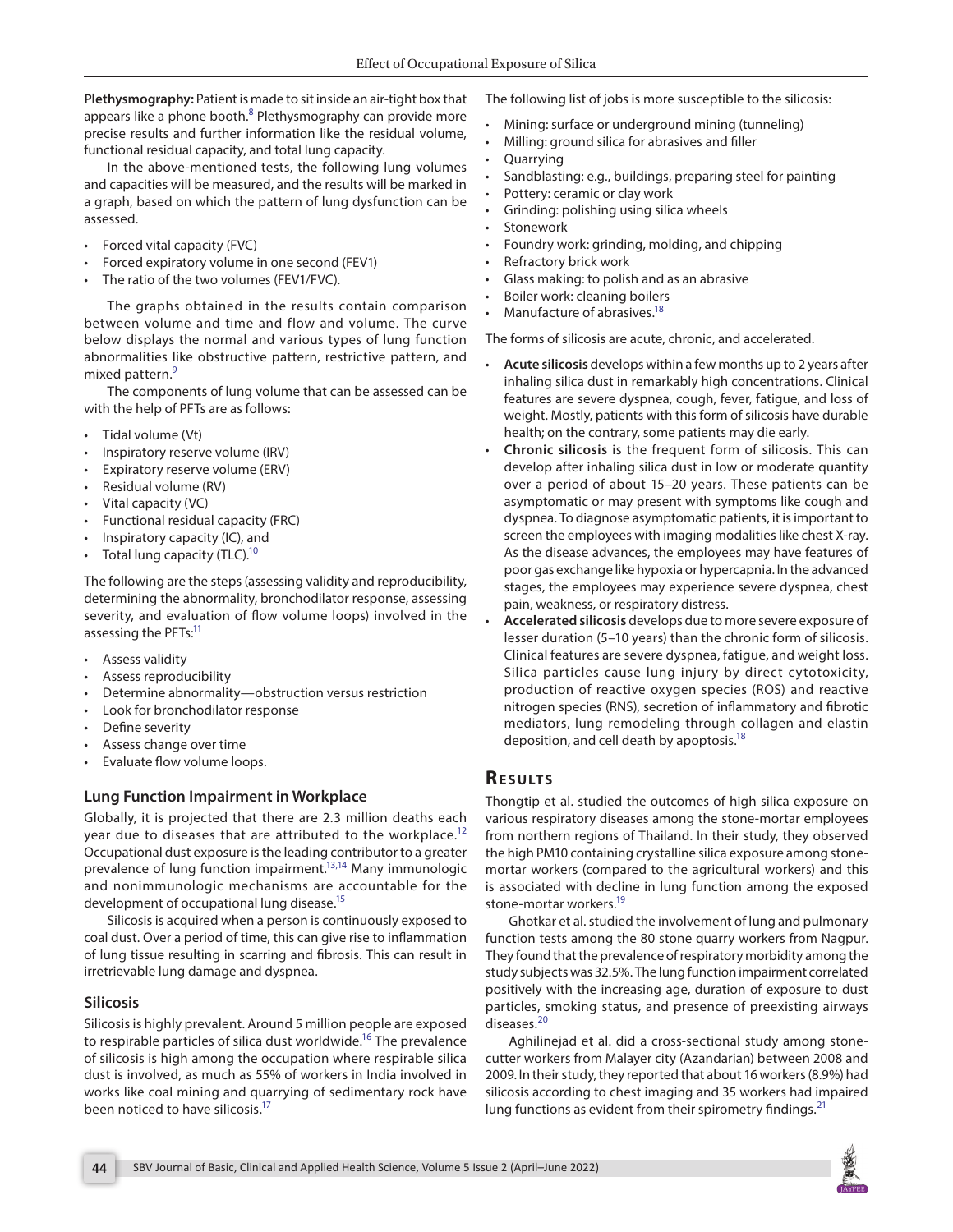**Plethysmography:** Patient is made to sit inside an air-tight box that appears like a phone booth.[8] Plethysmography can provide more precise results and further information like the residual volume, functional residual capacity, and total lung capacity.

In the above-mentioned tests, the following lung volumes and capacities will be measured, and the results will be marked in a graph, based on which the pattern of lung dysfunction can be assessed.

- Forced vital capacity (FVC)
- Forced expiratory volume in one second (FEV1)
- The ratio of the two volumes (FEV1/FVC).

The graphs obtained in the results contain comparison between volume and time and flow and volume. The curve below displays the normal and various types of lung function abnormalities like obstructive pattern, restrictive pattern, and mixed pattern.[9]

The components of lung volume that can be assessed can be with the help of PFTs are as follows:

- Tidal volume (Vt)
- Inspiratory reserve volume (IRV)
- Expiratory reserve volume (ERV)
- Residual volume (RV)
- Vital capacity (VC)
- Functional residual capacity (FRC)
- Inspiratory capacity (IC), and
- Total lung capacity (TLC).[10]

The following are the steps (assessing validity and reproducibility, determining the abnormality, bronchodilator response, assessing severity, and evaluation of flow volume loops) involved in the assessing the PFTs:[11]

- Assess validity
- Assess reproducibility
- Determine abnormality—obstruction versus restriction
- Look for bronchodilator response
- Define severity
- Assess change over time
- Evaluate flow volume loops.

### Lung Function Impairment in Workplace

Globally, it is projected that there are 2.3 million deaths each year due to diseases that are attributed to the workplace.[12] Occupational dust exposure is the leading contributor to a greater prevalence of lung function impairment.[13,14] Many immunologic and nonimmunologic mechanisms are accountable for the development of occupational lung disease.[15]

Silicosis is acquired when a person is continuously exposed to coal dust. Over a period of time, this can give rise to inflammation of lung tissue resulting in scarring and fibrosis. This can result in irretrievable lung damage and dyspnea.

### Silicosis

Silicosis is highly prevalent. Around 5 million people are exposed to respirable particles of silica dust worldwide.[16] The prevalence of silicosis is high among the occupation where respirable silica dust is involved, as much as 55% of workers in India involved in works like coal mining and quarrying of sedimentary rock have been noticed to have silicosis.[17]

The following list of jobs is more susceptible to the silicosis:

- Mining: surface or underground mining (tunneling)
- Milling: ground silica for abrasives and filler
- Quarrying
- Sandblasting: e.g., buildings, preparing steel for painting
- Pottery: ceramic or clay work
- Grinding: polishing using silica wheels
- Stonework
- Foundry work: grinding, molding, and chipping
- Refractory brick work
- Glass making: to polish and as an abrasive
- Boiler work: cleaning boilers
- Manufacture of abrasives.[18]

The forms of silicosis are acute, chronic, and accelerated.

- **Acute silicosis** develops within a few months up to 2 years after inhaling silica dust in remarkably high concentrations. Clinical features are severe dyspnea, cough, fever, fatigue, and loss of weight. Mostly, patients with this form of silicosis have durable health; on the contrary, some patients may die early.
- **Chronic silicosis** is the frequent form of silicosis. This can develop after inhaling silica dust in low or moderate quantity over a period of about 15–20 years. These patients can be asymptomatic or may present with symptoms like cough and dyspnea. To diagnose asymptomatic patients, it is important to screen the employees with imaging modalities like chest X-ray. As the disease advances, the employees may have features of poor gas exchange like hypoxia or hypercapnia. In the advanced stages, the employees may experience severe dyspnea, chest pain, weakness, or respiratory distress.
- **Accelerated silicosis** develops due to more severe exposure of lesser duration (5–10 years) than the chronic form of silicosis. Clinical features are severe dyspnea, fatigue, and weight loss. Silica particles cause lung injury by direct cytotoxicity, production of reactive oxygen species (ROS) and reactive nitrogen species (RNS), secretion of inflammatory and fibrotic mediators, lung remodeling through collagen and elastin deposition, and cell death by apoptosis.[18]

## Results

Thongtip et al. studied the outcomes of high silica exposure on various respiratory diseases among the stone-mortar employees from northern regions of Thailand. In their study, they observed the high PM10 containing crystalline silica exposure among stone-mortar workers (compared to the agricultural workers) and this is associated with decline in lung function among the exposed stone-mortar workers.[19]

Ghotkar et al. studied the involvement of lung and pulmonary function tests among the 80 stone quarry workers from Nagpur. They found that the prevalence of respiratory morbidity among the study subjects was 32.5%. The lung function impairment correlated positively with the increasing age, duration of exposure to dust particles, smoking status, and presence of preexisting airways diseases.[20]

Aghilinejad et al. did a cross-sectional study among stone-cutter workers from Malayer city (Azandarian) between 2008 and 2009. In their study, they reported that about 16 workers (8.9%) had silicosis according to chest imaging and 35 workers had impaired lung functions as evident from their spirometry findings.[21]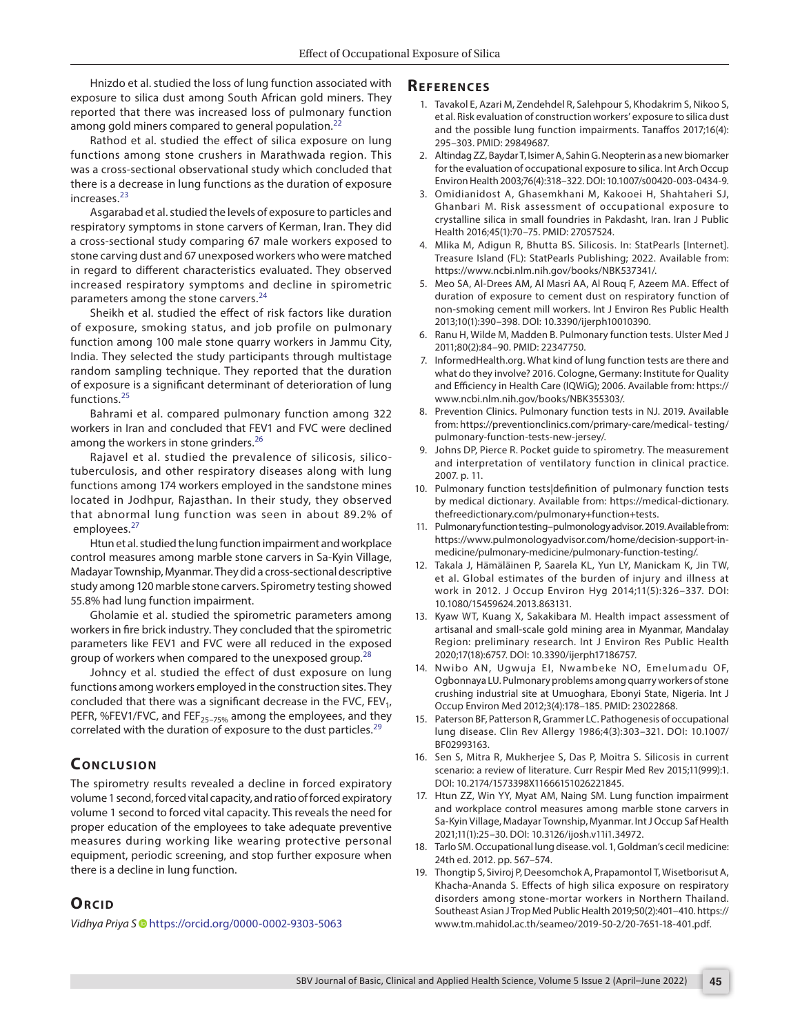Hnizdo et al. studied the loss of lung function associated with exposure to silica dust among South African gold miners. They reported that there was increased loss of pulmonary function among gold miners compared to general population.[22]

Rathod et al. studied the effect of silica exposure on lung functions among stone crushers in Marathwada region. This was a cross-sectional observational study which concluded that there is a decrease in lung functions as the duration of exposure increases.[23]

Asgarabad et al. studied the levels of exposure to particles and respiratory symptoms in stone carvers of Kerman, Iran. They did a cross-sectional study comparing 67 male workers exposed to stone carving dust and 67 unexposed workers who were matched in regard to different characteristics evaluated. They observed increased respiratory symptoms and decline in spirometric parameters among the stone carvers.[24]

Sheikh et al. studied the effect of risk factors like duration of exposure, smoking status, and job profile on pulmonary function among 100 male stone quarry workers in Jammu City, India. They selected the study participants through multistage random sampling technique. They reported that the duration of exposure is a significant determinant of deterioration of lung functions.[25]

Bahrami et al. compared pulmonary function among 322 workers in Iran and concluded that FEV1 and FVC were declined among the workers in stone grinders.[26]

Rajavel et al. studied the prevalence of silicosis, silico-tuberculosis, and other respiratory diseases along with lung functions among 174 workers employed in the sandstone mines located in Jodhpur, Rajasthan. In their study, they observed that abnormal lung function was seen in about 89.2% of employees.[27]

Htun et al. studied the lung function impairment and workplace control measures among marble stone carvers in Sa-Kyin Village, Madayar Township, Myanmar. They did a cross-sectional descriptive study among 120 marble stone carvers. Spirometry testing showed 55.8% had lung function impairment.

Gholamie et al. studied the spirometric parameters among workers in fire brick industry. They concluded that the spirometric parameters like FEV1 and FVC were all reduced in the exposed group of workers when compared to the unexposed group.[28]

Johncy et al. studied the effect of dust exposure on lung functions among workers employed in the construction sites. They concluded that there was a significant decrease in the FVC, $FEV_1$, PEFR, %FEV1/FVC, and $FEF_{25-75\%}$ among the employees, and they correlated with the duration of exposure to the dust particles.[29]

## Conclusion

The spirometry results revealed a decline in forced expiratory volume 1 second, forced vital capacity, and ratio of forced expiratory volume 1 second to forced vital capacity. This reveals the need for proper education of the employees to take adequate preventive measures during working like wearing protective personal equipment, periodic screening, and stop further exposure when there is a decline in lung function.

## Orcid

*Vidhya Priya S* https://orcid.org/0000-0002-9303-5063

## References

1. Tavakol E, Azari M, Zendehdel R, Salehpour S, Khodakrim S, Nikoo S, et al. Risk evaluation of construction workers' exposure to silica dust and the possible lung function impairments. Tanaffos 2017;16(4):295–303. PMID: 29849687.
2. Altindag ZZ, Baydar T, Isimer A, Sahin G. Neopterin as a new biomarker for the evaluation of occupational exposure to silica. Int Arch Occup Environ Health 2003;76(4):318–322. DOI: 10.1007/s00420-003-0434-9.
3. Omidianidost A, Ghasemkhani M, Kakooei H, Shahtaheri SJ, Ghanbari M. Risk assessment of occupational exposure to crystalline silica in small foundries in Pakdasht, Iran. Iran J Public Health 2016;45(1):70–75. PMID: 27057524.
4. Mlika M, Adigun R, Bhutta BS. Silicosis. In: StatPearls [Internet]. Treasure Island (FL): StatPearls Publishing; 2022. Available from: https://www.ncbi.nlm.nih.gov/books/NBK537341/.
5. Meo SA, Al-Drees AM, Al Masri AA, Al Rouq F, Azeem MA. Effect of duration of exposure to cement dust on respiratory function of non-smoking cement mill workers. Int J Environ Res Public Health 2013;10(1):390–398. DOI: 10.3390/ijerph10010390.
6. Ranu H, Wilde M, Madden B. Pulmonary function tests. Ulster Med J 2011;80(2):84–90. PMID: 22347750.
7. InformedHealth.org. What kind of lung function tests are there and what do they involve? 2016. Cologne, Germany: Institute for Quality and Efficiency in Health Care (IQWiG); 2006. Available from: https://www.ncbi.nlm.nih.gov/books/NBK355303/.
8. Prevention Clinics. Pulmonary function tests in NJ. 2019. Available from: https://preventionclinics.com/primary-care/medical- testing/pulmonary-function-tests-new-jersey/.
9. Johns DP, Pierce R. Pocket guide to spirometry. The measurement and interpretation of ventilatory function in clinical practice. 2007. p. 11.
10. Pulmonary function tests|definition of pulmonary function tests by medical dictionary. Available from: https://medical-dictionary.thefreedictionary.com/pulmonary+function+tests.
11. Pulmonary function testing–pulmonology advisor. 2019. Available from: https://www.pulmonologyadvisor.com/home/decision-support-in-medicine/pulmonary-medicine/pulmonary-function-testing/.
12. Takala J, Hämäläinen P, Saarela KL, Yun LY, Manickam K, Jin TW, et al. Global estimates of the burden of injury and illness at work in 2012. J Occup Environ Hyg 2014;11(5):326–337. DOI: 10.1080/15459624.2013.863131.
13. Kyaw WT, Kuang X, Sakakibara M. Health impact assessment of artisanal and small-scale gold mining area in Myanmar, Mandalay Region: preliminary research. Int J Environ Res Public Health 2020;17(18):6757. DOI: 10.3390/ijerph17186757.
14. Nwibo AN, Ugwuja EI, Nwambeke NO, Emelumadu OF, Ogbonnaya LU. Pulmonary problems among quarry workers of stone crushing industrial site at Umuoghara, Ebonyi State, Nigeria. Int J Occup Environ Med 2012;3(4):178–185. PMID: 23022868.
15. Paterson BF, Patterson R, Grammer LC. Pathogenesis of occupational lung disease. Clin Rev Allergy 1986;4(3):303–321. DOI: 10.1007/BF02993163.
16. Sen S, Mitra R, Mukherjee S, Das P, Moitra S. Silicosis in current scenario: a review of literature. Curr Respir Med Rev 2015;11(999):1. DOI: 10.2174/1573398X11666151026221845.
17. Htun ZZ, Win YY, Myat AM, Naing SM. Lung function impairment and workplace control measures among marble stone carvers in Sa-Kyin Village, Madayar Township, Myanmar. Int J Occup Saf Health 2021;11(1):25–30. DOI: 10.3126/ijosh.v11i1.34972.
18. Tarlo SM. Occupational lung disease. vol. 1, Goldman's cecil medicine: 24th ed. 2012. pp. 567–574.
19. Thongtip S, Siviroj P, Deesomchok A, Prapamontol T, Wisetborisut A, Khacha-Ananda S. Effects of high silica exposure on respiratory disorders among stone-mortar workers in Northern Thailand. Southeast Asian J Trop Med Public Health 2019;50(2):401–410. https://www.tm.mahidol.ac.th/seameo/2019-50-2/20-7651-18-401.pdf.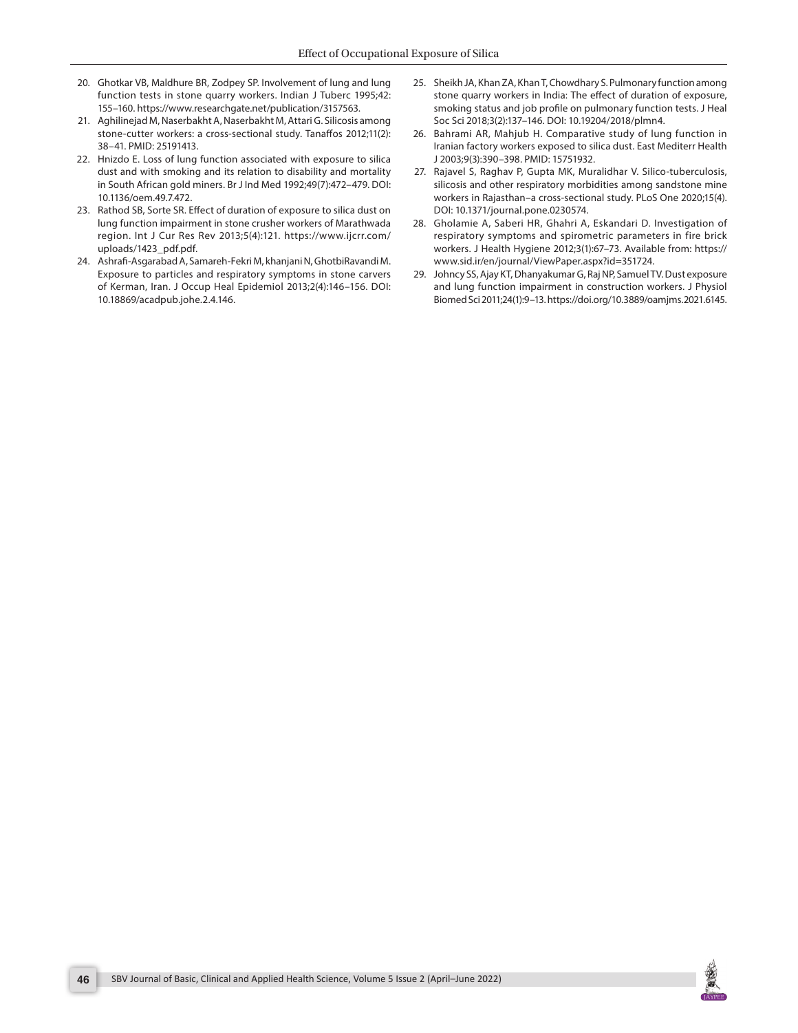20. Ghotkar VB, Maldhure BR, Zodpey SP. Involvement of lung and lung function tests in stone quarry workers. Indian J Tuberc 1995;42: 155–160. https://www.researchgate.net/publication/3157563.
21. Aghilinejad M, Naserbakht A, Naserbakht M, Attari G. Silicosis among stone-cutter workers: a cross-sectional study. Tanaffos 2012;11(2): 38–41. PMID: 25191413.
22. Hnizdo E. Loss of lung function associated with exposure to silica dust and with smoking and its relation to disability and mortality in South African gold miners. Br J Ind Med 1992;49(7):472–479. DOI: 10.1136/oem.49.7.472.
23. Rathod SB, Sorte SR. Effect of duration of exposure to silica dust on lung function impairment in stone crusher workers of Marathwada region. Int J Cur Res Rev 2013;5(4):121. https://www.ijcrr.com/uploads/1423_pdf.pdf.
24. Ashrafi-Asgarabad A, Samareh-Fekri M, khanjani N, GhotbiRavandi M. Exposure to particles and respiratory symptoms in stone carvers of Kerman, Iran. J Occup Heal Epidemiol 2013;2(4):146–156. DOI: 10.18869/acadpub.johe.2.4.146.
25. Sheikh JA, Khan ZA, Khan T, Chowdhary S. Pulmonary function among stone quarry workers in India: The effect of duration of exposure, smoking status and job profile on pulmonary function tests. J Heal Soc Sci 2018;3(2):137–146. DOI: 10.19204/2018/plmn4.
26. Bahrami AR, Mahjub H. Comparative study of lung function in Iranian factory workers exposed to silica dust. East Mediterr Health J 2003;9(3):390–398. PMID: 15751932.
27. Rajavel S, Raghav P, Gupta MK, Muralidhar V. Silico-tuberculosis, silicosis and other respiratory morbidities among sandstone mine workers in Rajasthan–a cross-sectional study. PLoS One 2020;15(4). DOI: 10.1371/journal.pone.0230574.
28. Gholamie A, Saberi HR, Ghahri A, Eskandari D. Investigation of respiratory symptoms and spirometric parameters in fire brick workers. J Health Hygiene 2012;3(1):67–73. Available from: https://www.sid.ir/en/journal/ViewPaper.aspx?id=351724.
29. Johncy SS, Ajay KT, Dhanyakumar G, Raj NP, Samuel TV. Dust exposure and lung function impairment in construction workers. J Physiol Biomed Sci 2011;24(1):9–13. https://doi.org/10.3889/oamjms.2021.6145.